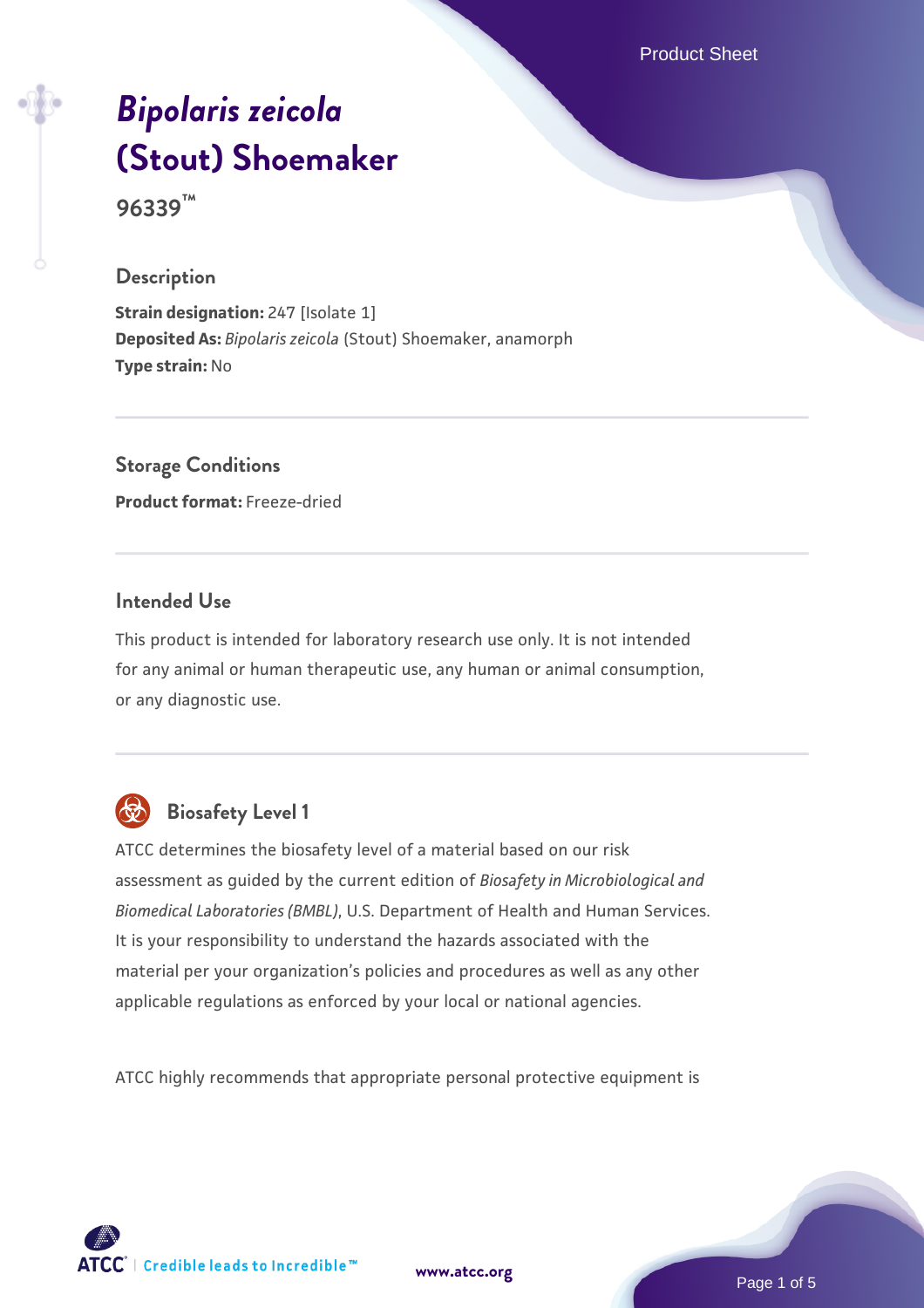# *Bipolaris zeicola* (Stout) Shoemaker

**96339™**

## Description

**Strain designation:** 247 [Isolate 1]
**Deposited As:** *Bipolaris zeicola* (Stout) Shoemaker, anamorph
**Type strain:** No

## Storage Conditions

**Product format:** Freeze-dried

## Intended Use

This product is intended for laboratory research use only. It is not intended for any animal or human therapeutic use, any human or animal consumption, or any diagnostic use.

## Biosafety Level 1

ATCC determines the biosafety level of a material based on our risk assessment as guided by the current edition of *Biosafety in Microbiological and Biomedical Laboratories (BMBL)*, U.S. Department of Health and Human Services. It is your responsibility to understand the hazards associated with the material per your organization's policies and procedures as well as any other applicable regulations as enforced by your local or national agencies.

ATCC highly recommends that appropriate personal protective equipment is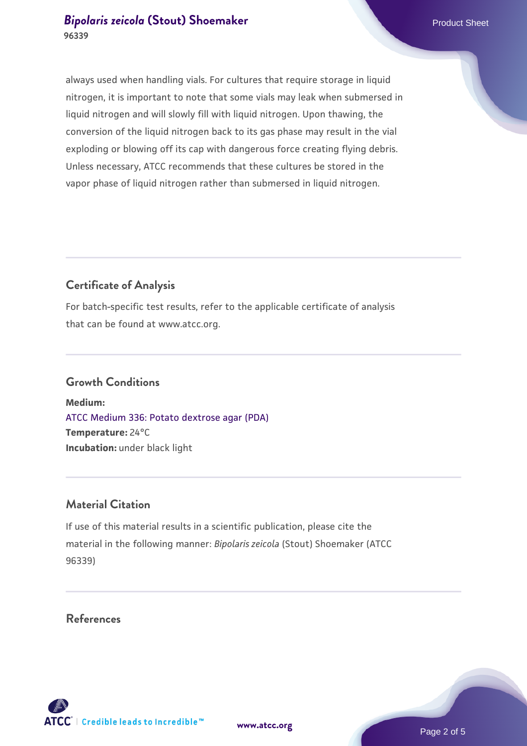always used when handling vials. For cultures that require storage in liquid nitrogen, it is important to note that some vials may leak when submersed in liquid nitrogen and will slowly fill with liquid nitrogen. Upon thawing, the conversion of the liquid nitrogen back to its gas phase may result in the vial exploding or blowing off its cap with dangerous force creating flying debris. Unless necessary, ATCC recommends that these cultures be stored in the vapor phase of liquid nitrogen rather than submersed in liquid nitrogen.

## Certificate of Analysis

For batch-specific test results, refer to the applicable certificate of analysis that can be found at www.atcc.org.

## Growth Conditions

**Medium:**
ATCC Medium 336: Potato dextrose agar (PDA)
**Temperature:** 24°C
**Incubation:** under black light

## Material Citation

If use of this material results in a scientific publication, please cite the material in the following manner: *Bipolaris zeicola* (Stout) Shoemaker (ATCC 96339)

## References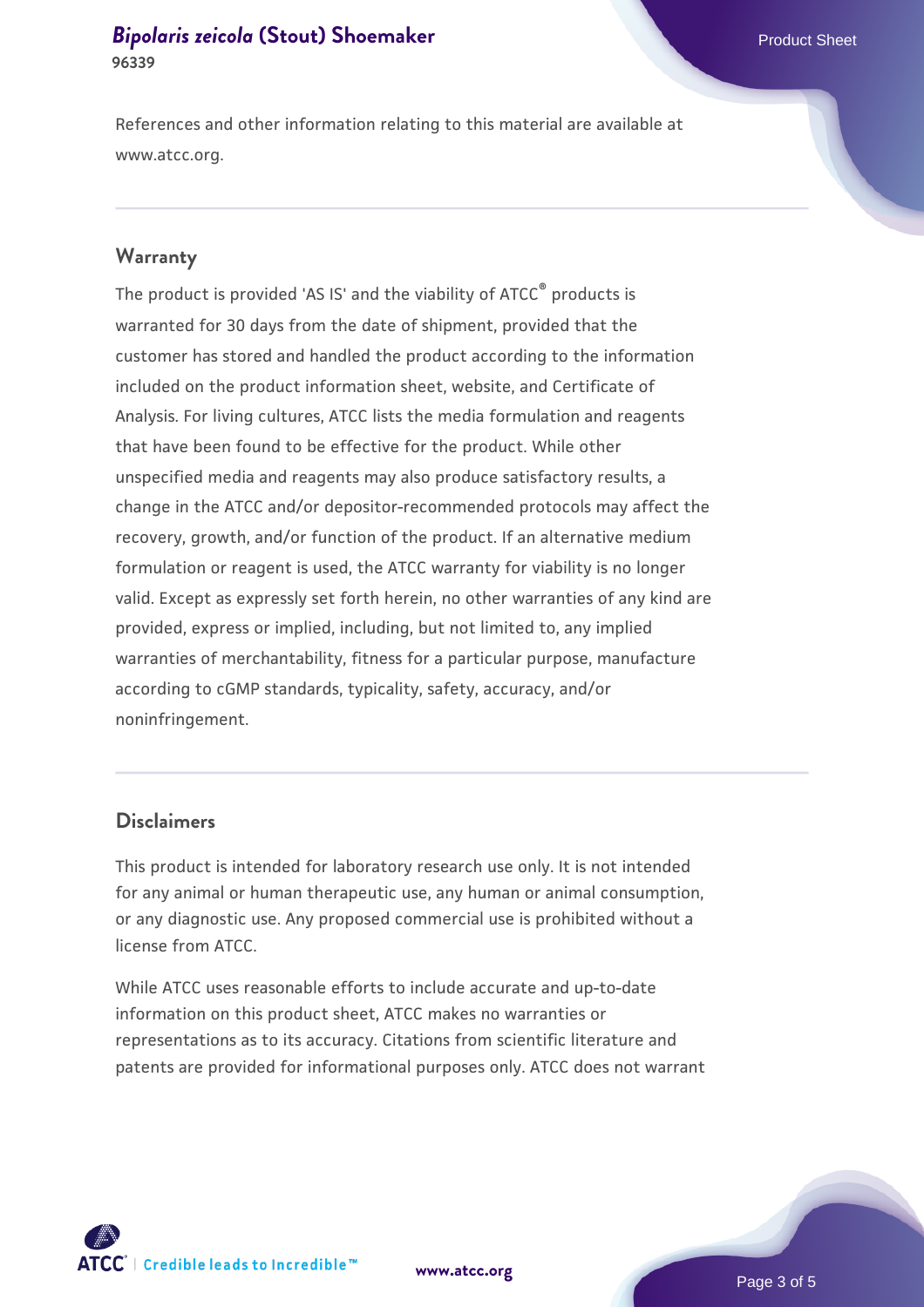References and other information relating to this material are available at www.atcc.org.

## Warranty

The product is provided 'AS IS' and the viability of ATCC® products is warranted for 30 days from the date of shipment, provided that the customer has stored and handled the product according to the information included on the product information sheet, website, and Certificate of Analysis. For living cultures, ATCC lists the media formulation and reagents that have been found to be effective for the product. While other unspecified media and reagents may also produce satisfactory results, a change in the ATCC and/or depositor-recommended protocols may affect the recovery, growth, and/or function of the product. If an alternative medium formulation or reagent is used, the ATCC warranty for viability is no longer valid. Except as expressly set forth herein, no other warranties of any kind are provided, express or implied, including, but not limited to, any implied warranties of merchantability, fitness for a particular purpose, manufacture according to cGMP standards, typicality, safety, accuracy, and/or noninfringement.

## Disclaimers

This product is intended for laboratory research use only. It is not intended for any animal or human therapeutic use, any human or animal consumption, or any diagnostic use. Any proposed commercial use is prohibited without a license from ATCC.

While ATCC uses reasonable efforts to include accurate and up-to-date information on this product sheet, ATCC makes no warranties or representations as to its accuracy. Citations from scientific literature and patents are provided for informational purposes only. ATCC does not warrant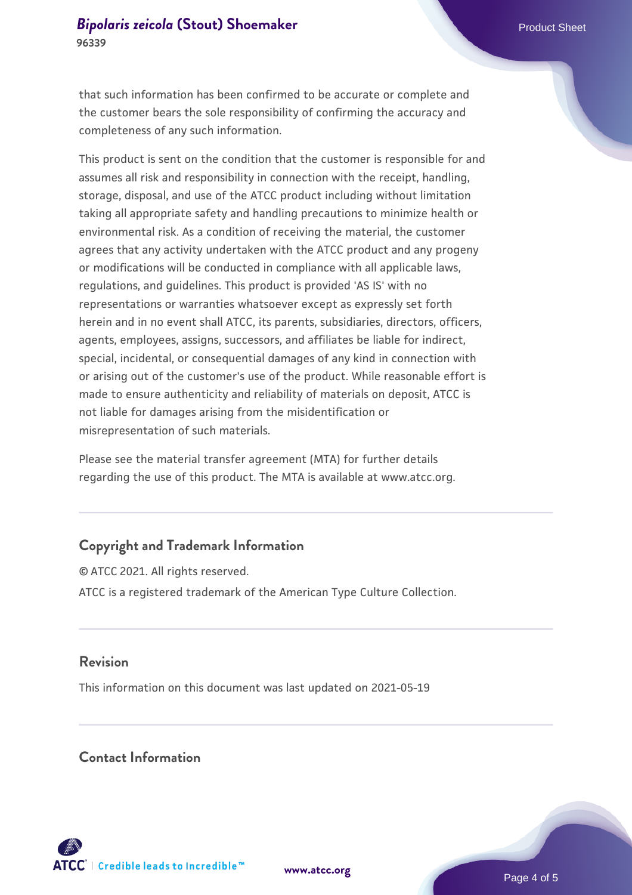that such information has been confirmed to be accurate or complete and the customer bears the sole responsibility of confirming the accuracy and completeness of any such information.

This product is sent on the condition that the customer is responsible for and assumes all risk and responsibility in connection with the receipt, handling, storage, disposal, and use of the ATCC product including without limitation taking all appropriate safety and handling precautions to minimize health or environmental risk. As a condition of receiving the material, the customer agrees that any activity undertaken with the ATCC product and any progeny or modifications will be conducted in compliance with all applicable laws, regulations, and guidelines. This product is provided 'AS IS' with no representations or warranties whatsoever except as expressly set forth herein and in no event shall ATCC, its parents, subsidiaries, directors, officers, agents, employees, assigns, successors, and affiliates be liable for indirect, special, incidental, or consequential damages of any kind in connection with or arising out of the customer's use of the product. While reasonable effort is made to ensure authenticity and reliability of materials on deposit, ATCC is not liable for damages arising from the misidentification or misrepresentation of such materials.

Please see the material transfer agreement (MTA) for further details regarding the use of this product. The MTA is available at www.atcc.org.

## Copyright and Trademark Information

© ATCC 2021. All rights reserved.

ATCC is a registered trademark of the American Type Culture Collection.

## Revision

This information on this document was last updated on 2021-05-19

## Contact Information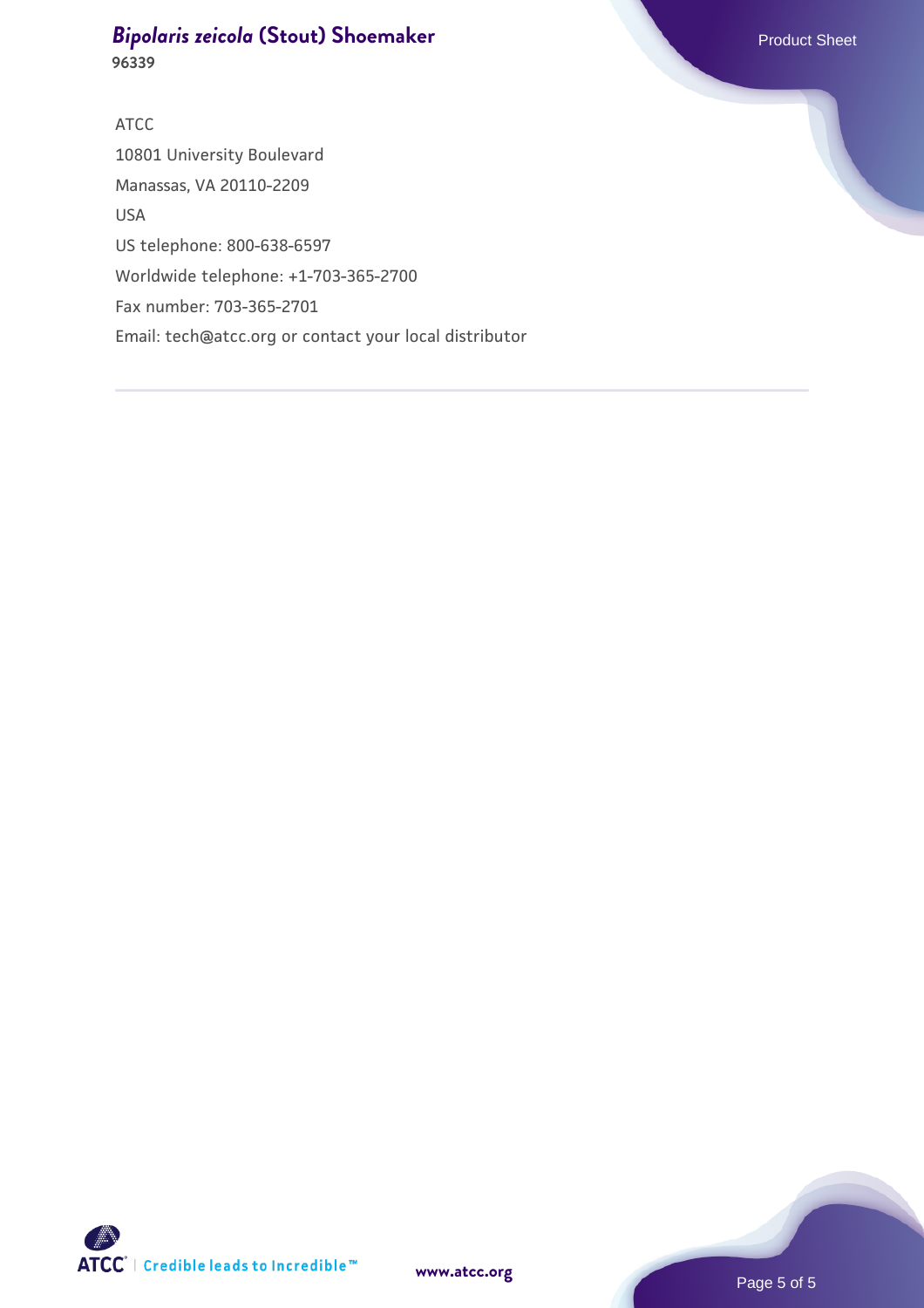ATCC

10801 University Boulevard

Manassas, VA 20110-2209

USA

US telephone: 800-638-6597

Worldwide telephone: +1-703-365-2700

Fax number: 703-365-2701

Email: tech@atcc.org or contact your local distributor